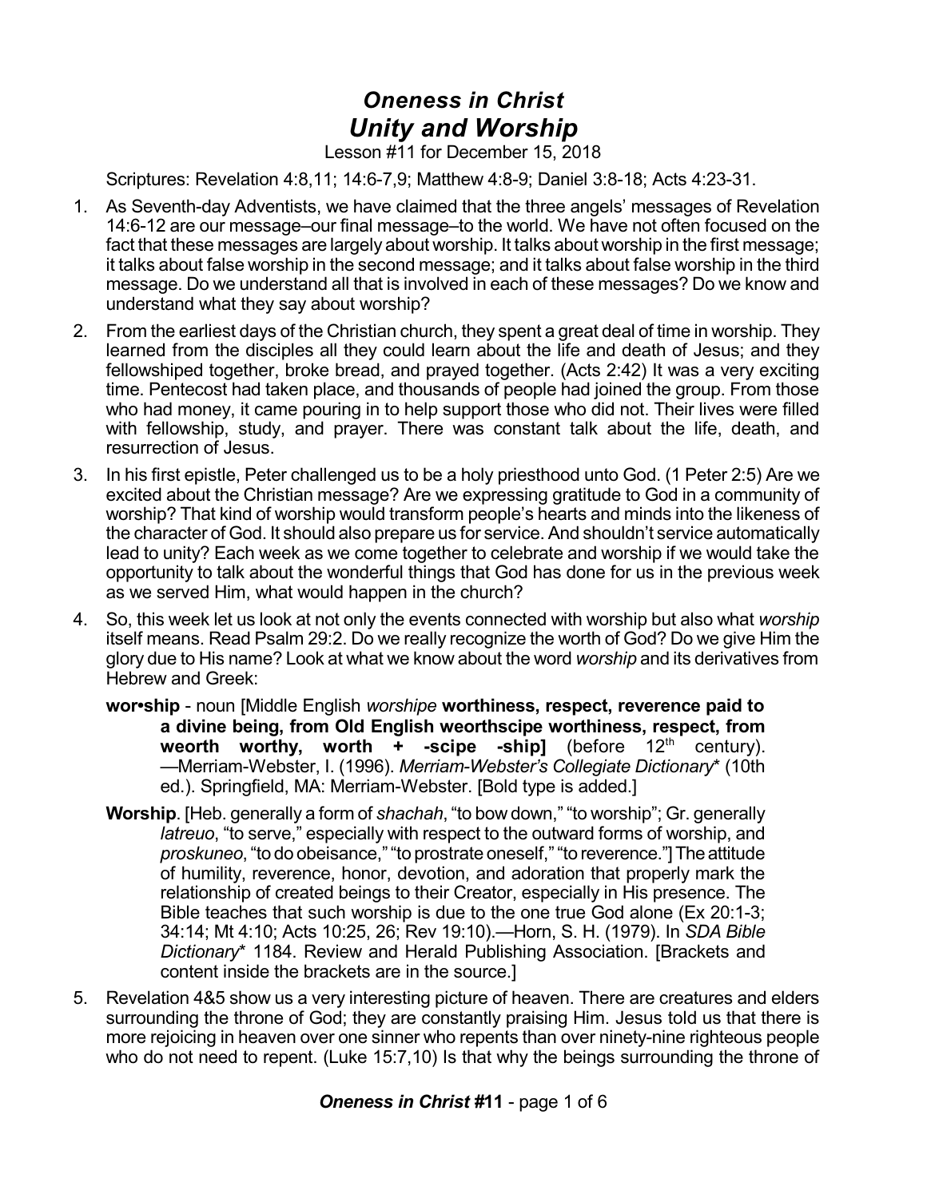# *Oneness in Christ*
# *Unity and Worship*

Lesson #11 for December 15, 2018

Scriptures: Revelation 4:8,11; 14:6-7,9; Matthew 4:8-9; Daniel 3:8-18; Acts 4:23-31.

1. As Seventh-day Adventists, we have claimed that the three angels' messages of Revelation 14:6-12 are our message–our final message–to the world. We have not often focused on the fact that these messages are largely about worship. It talks about worship in the first message; it talks about false worship in the second message; and it talks about false worship in the third message. Do we understand all that is involved in each of these messages? Do we know and understand what they say about worship?
2. From the earliest days of the Christian church, they spent a great deal of time in worship. They learned from the disciples all they could learn about the life and death of Jesus; and they fellowshiped together, broke bread, and prayed together. (Acts 2:42) It was a very exciting time. Pentecost had taken place, and thousands of people had joined the group. From those who had money, it came pouring in to help support those who did not. Their lives were filled with fellowship, study, and prayer. There was constant talk about the life, death, and resurrection of Jesus.
3. In his first epistle, Peter challenged us to be a holy priesthood unto God. (1 Peter 2:5) Are we excited about the Christian message? Are we expressing gratitude to God in a community of worship? That kind of worship would transform people's hearts and minds into the likeness of the character of God. It should also prepare us for service. And shouldn't service automatically lead to unity? Each week as we come together to celebrate and worship if we would take the opportunity to talk about the wonderful things that God has done for us in the previous week as we served Him, what would happen in the church?
4. So, this week let us look at not only the events connected with worship but also what *worship* itself means. Read Psalm 29:2. Do we really recognize the worth of God? Do we give Him the glory due to His name? Look at what we know about the word *worship* and its derivatives from Hebrew and Greek:

   **wor•ship** - noun [Middle English *worshipe* **worthiness, respect, reverence paid to a divine being, from Old English weorthscipe worthiness, respect, from weorth worthy, worth + -scipe -ship]** (before 12th century). —Merriam-Webster, I. (1996). *Merriam-Webster's Collegiate Dictionary*\* (10th ed.). Springfield, MA: Merriam-Webster. [Bold type is added.]

   **Worship**. [Heb. generally a form of *shachah*, "to bow down," "to worship"; Gr. generally *latreuo*, "to serve," especially with respect to the outward forms of worship, and *proskuneo*, "to do obeisance," "to prostrate oneself," "to reverence."] The attitude of humility, reverence, honor, devotion, and adoration that properly mark the relationship of created beings to their Creator, especially in His presence. The Bible teaches that such worship is due to the one true God alone (Ex 20:1-3; 34:14; Mt 4:10; Acts 10:25, 26; Rev 19:10).—Horn, S. H. (1979). In *SDA Bible Dictionary*\* 1184. Review and Herald Publishing Association. [Brackets and content inside the brackets are in the source.]

5. Revelation 4&5 show us a very interesting picture of heaven. There are creatures and elders surrounding the throne of God; they are constantly praising Him. Jesus told us that there is more rejoicing in heaven over one sinner who repents than over ninety-nine righteous people who do not need to repent. (Luke 15:7,10) Is that why the beings surrounding the throne of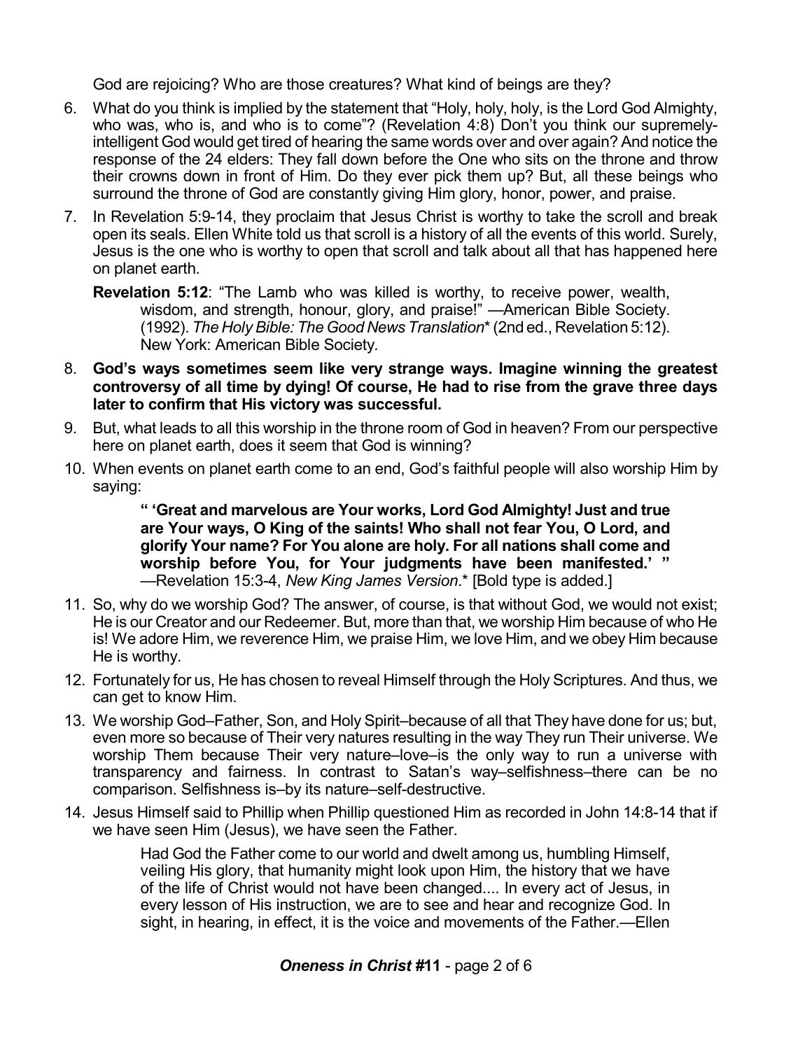God are rejoicing? Who are those creatures? What kind of beings are they?

6. What do you think is implied by the statement that "Holy, holy, holy, is the Lord God Almighty, who was, who is, and who is to come"? (Revelation 4:8) Don't you think our supremely-intelligent God would get tired of hearing the same words over and over again? And notice the response of the 24 elders: They fall down before the One who sits on the throne and throw their crowns down in front of Him. Do they ever pick them up? But, all these beings who surround the throne of God are constantly giving Him glory, honor, power, and praise.

7. In Revelation 5:9-14, they proclaim that Jesus Christ is worthy to take the scroll and break open its seals. Ellen White told us that scroll is a history of all the events of this world. Surely, Jesus is the one who is worthy to open that scroll and talk about all that has happened here on planet earth.

   **Revelation 5:12**: "The Lamb who was killed is worthy, to receive power, wealth, wisdom, and strength, honour, glory, and praise!" —American Bible Society. (1992). *The Holy Bible: The Good News Translation** (2nd ed., Revelation 5:12). New York: American Bible Society.

8. **God's ways sometimes seem like very strange ways. Imagine winning the greatest controversy of all time by dying! Of course, He had to rise from the grave three days later to confirm that His victory was successful.**

9. But, what leads to all this worship in the throne room of God in heaven? From our perspective here on planet earth, does it seem that God is winning?

10. When events on planet earth come to an end, God's faithful people will also worship Him by saying:

    > **" 'Great and marvelous are Your works, Lord God Almighty! Just and true are Your ways, O King of the saints! Who shall not fear You, O Lord, and glorify Your name? For You alone are holy. For all nations shall come and worship before You, for Your judgments have been manifested.' "** —Revelation 15:3-4, *New King James Version*.* [Bold type is added.]

11. So, why do we worship God? The answer, of course, is that without God, we would not exist; He is our Creator and our Redeemer. But, more than that, we worship Him because of who He is! We adore Him, we reverence Him, we praise Him, we love Him, and we obey Him because He is worthy.

12. Fortunately for us, He has chosen to reveal Himself through the Holy Scriptures. And thus, we can get to know Him.

13. We worship God–Father, Son, and Holy Spirit–because of all that They have done for us; but, even more so because of Their very natures resulting in the way They run Their universe. We worship Them because Their very nature–love–is the only way to run a universe with transparency and fairness. In contrast to Satan's way–selfishness–there can be no comparison. Selfishness is–by its nature–self-destructive.

14. Jesus Himself said to Phillip when Phillip questioned Him as recorded in John 14:8-14 that if we have seen Him (Jesus), we have seen the Father.

    > Had God the Father come to our world and dwelt among us, humbling Himself, veiling His glory, that humanity might look upon Him, the history that we have of the life of Christ would not have been changed.... In every act of Jesus, in every lesson of His instruction, we are to see and hear and recognize God. In sight, in hearing, in effect, it is the voice and movements of the Father.—Ellen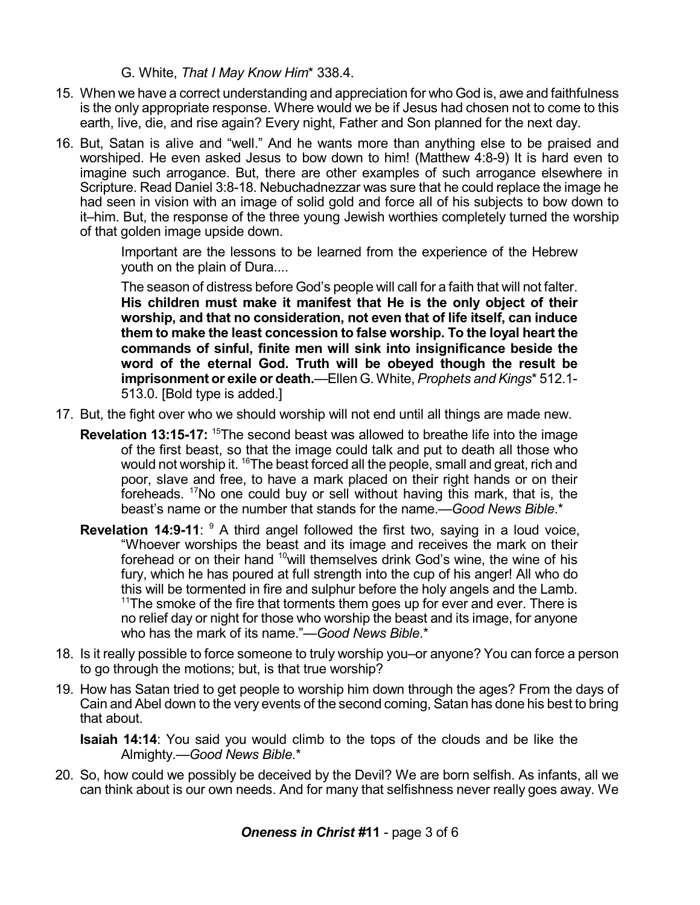G. White, *That I May Know Him** 338.4.

15. When we have a correct understanding and appreciation for who God is, awe and faithfulness is the only appropriate response. Where would we be if Jesus had chosen not to come to this earth, live, die, and rise again? Every night, Father and Son planned for the next day.

16. But, Satan is alive and "well." And he wants more than anything else to be praised and worshiped. He even asked Jesus to bow down to him! (Matthew 4:8-9) It is hard even to imagine such arrogance. But, there are other examples of such arrogance elsewhere in Scripture. Read Daniel 3:8-18. Nebuchadnezzar was sure that he could replace the image he had seen in vision with an image of solid gold and force all of his subjects to bow down to it–him. But, the response of the three young Jewish worthies completely turned the worship of that golden image upside down.

    > Important are the lessons to be learned from the experience of the Hebrew youth on the plain of Dura....
    >
    > The season of distress before God's people will call for a faith that will not falter. **His children must make it manifest that He is the only object of their worship, and that no consideration, not even that of life itself, can induce them to make the least concession to false worship. To the loyal heart the commands of sinful, finite men will sink into insignificance beside the word of the eternal God. Truth will be obeyed though the result be imprisonment or exile or death.**—Ellen G. White, *Prophets and Kings** 512.1-513.0. [Bold type is added.]

17. But, the fight over who we should worship will not end until all things are made new.

    **Revelation 13:15-17:** [15]The second beast was allowed to breathe life into the image of the first beast, so that the image could talk and put to death all those who would not worship it. [16]The beast forced all the people, small and great, rich and poor, slave and free, to have a mark placed on their right hands or on their foreheads. [17]No one could buy or sell without having this mark, that is, the beast's name or the number that stands for the name.—*Good News Bible*.*

    **Revelation 14:9-11**: [9] A third angel followed the first two, saying in a loud voice, "Whoever worships the beast and its image and receives the mark on their forehead or on their hand [10]will themselves drink God's wine, the wine of his fury, which he has poured at full strength into the cup of his anger! All who do this will be tormented in fire and sulphur before the holy angels and the Lamb. [11]The smoke of the fire that torments them goes up for ever and ever. There is no relief day or night for those who worship the beast and its image, for anyone who has the mark of its name."—*Good News Bible*.*

18. Is it really possible to force someone to truly worship you–or anyone? You can force a person to go through the motions; but, is that true worship?

19. How has Satan tried to get people to worship him down through the ages? From the days of Cain and Abel down to the very events of the second coming, Satan has done his best to bring that about.

    **Isaiah 14:14**: You said you would climb to the tops of the clouds and be like the Almighty.—*Good News Bible*.*

20. So, how could we possibly be deceived by the Devil? We are born selfish. As infants, all we can think about is our own needs. And for many that selfishness never really goes away. We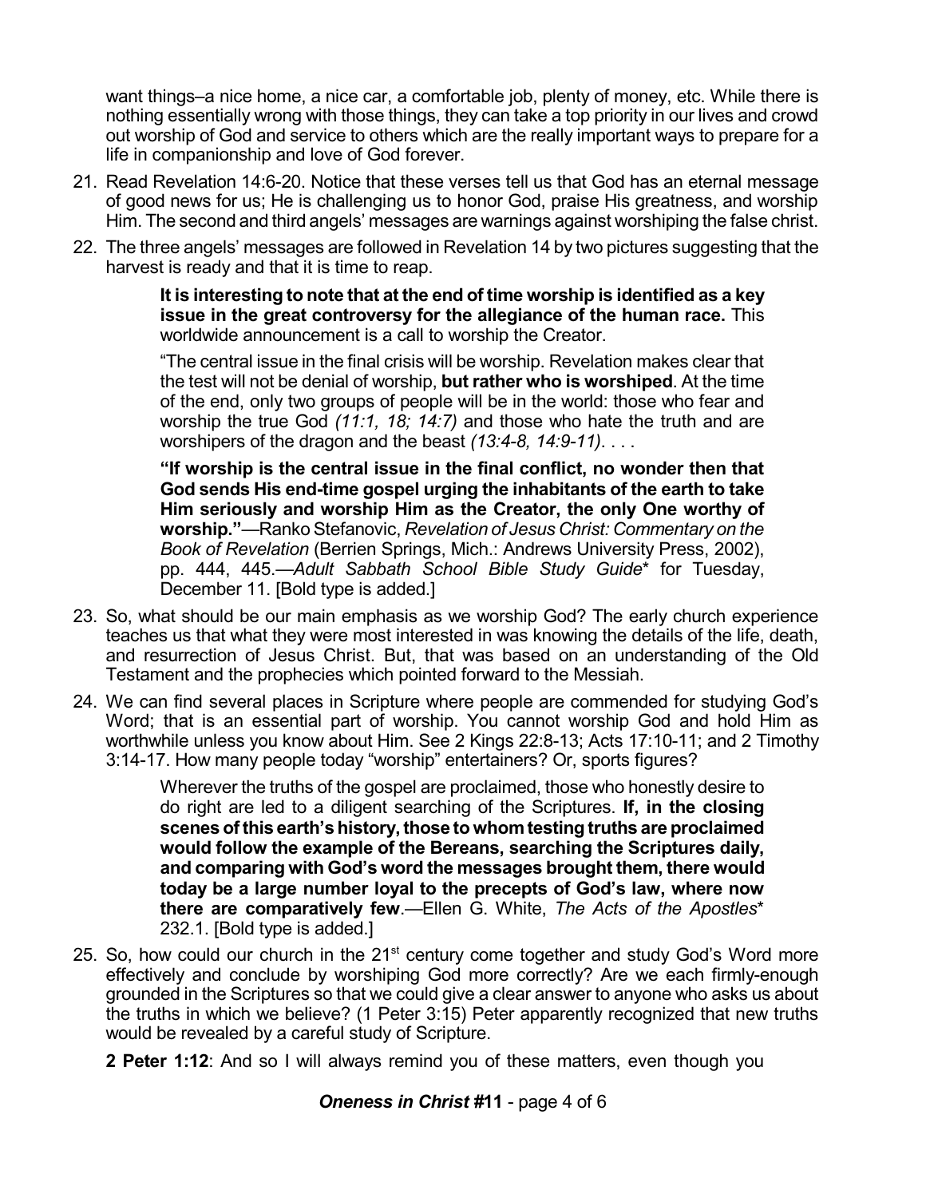want things–a nice home, a nice car, a comfortable job, plenty of money, etc. While there is nothing essentially wrong with those things, they can take a top priority in our lives and crowd out worship of God and service to others which are the really important ways to prepare for a life in companionship and love of God forever.

21. Read Revelation 14:6-20. Notice that these verses tell us that God has an eternal message of good news for us; He is challenging us to honor God, praise His greatness, and worship Him. The second and third angels' messages are warnings against worshiping the false christ.

22. The three angels' messages are followed in Revelation 14 by two pictures suggesting that the harvest is ready and that it is time to reap.

    > **It is interesting to note that at the end of time worship is identified as a key issue in the great controversy for the allegiance of the human race.** This worldwide announcement is a call to worship the Creator.
    >
    > "The central issue in the final crisis will be worship. Revelation makes clear that the test will not be denial of worship, **but rather who is worshiped**. At the time of the end, only two groups of people will be in the world: those who fear and worship the true God *(11:1, 18; 14:7)* and those who hate the truth and are worshipers of the dragon and the beast *(13:4-8, 14:9-11)*. . . .
    >
    > **"If worship is the central issue in the final conflict, no wonder then that God sends His end-time gospel urging the inhabitants of the earth to take Him seriously and worship Him as the Creator, the only One worthy of worship."**—Ranko Stefanovic, *Revelation of Jesus Christ: Commentary on the Book of Revelation* (Berrien Springs, Mich.: Andrews University Press, 2002), pp. 444, 445.—*Adult Sabbath School Bible Study Guide*\* for Tuesday, December 11. [Bold type is added.]

23. So, what should be our main emphasis as we worship God? The early church experience teaches us that what they were most interested in was knowing the details of the life, death, and resurrection of Jesus Christ. But, that was based on an understanding of the Old Testament and the prophecies which pointed forward to the Messiah.

24. We can find several places in Scripture where people are commended for studying God's Word; that is an essential part of worship. You cannot worship God and hold Him as worthwhile unless you know about Him. See 2 Kings 22:8-13; Acts 17:10-11; and 2 Timothy 3:14-17. How many people today "worship" entertainers? Or, sports figures?

    > Wherever the truths of the gospel are proclaimed, those who honestly desire to do right are led to a diligent searching of the Scriptures. **If, in the closing scenes of this earth's history, those to whom testing truths are proclaimed would follow the example of the Bereans, searching the Scriptures daily, and comparing with God's word the messages brought them, there would today be a large number loyal to the precepts of God's law, where now there are comparatively few**.—Ellen G. White, *The Acts of the Apostles*\* 232.1. [Bold type is added.]

25. So, how could our church in the 21st century come together and study God's Word more effectively and conclude by worshiping God more correctly? Are we each firmly-enough grounded in the Scriptures so that we could give a clear answer to anyone who asks us about the truths in which we believe? (1 Peter 3:15) Peter apparently recognized that new truths would be revealed by a careful study of Scripture.

    **2 Peter 1:12**: And so I will always remind you of these matters, even though you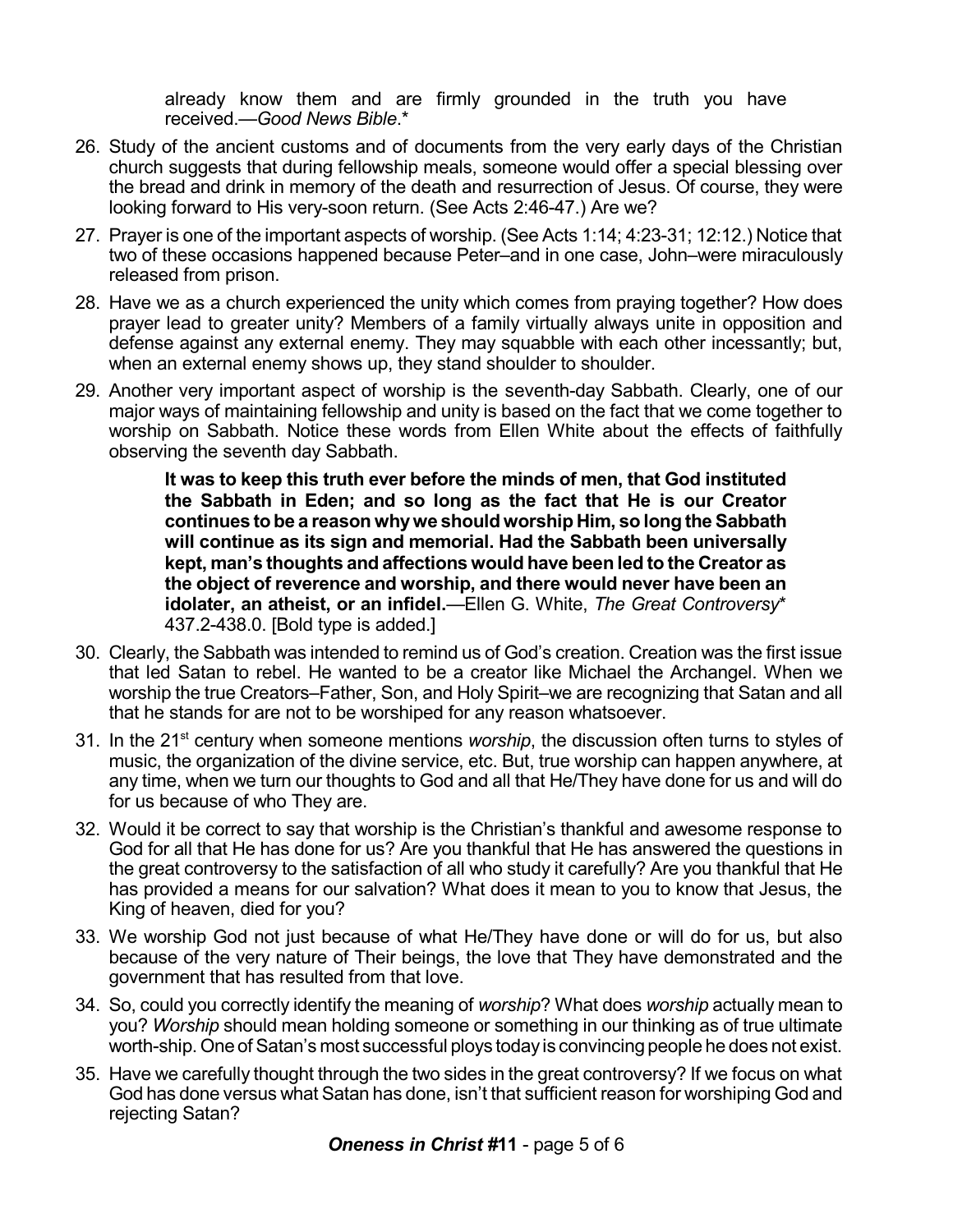already know them and are firmly grounded in the truth you have received.—*Good News Bible*.*

26. Study of the ancient customs and of documents from the very early days of the Christian church suggests that during fellowship meals, someone would offer a special blessing over the bread and drink in memory of the death and resurrection of Jesus. Of course, they were looking forward to His very-soon return. (See Acts 2:46-47.) Are we?

27. Prayer is one of the important aspects of worship. (See Acts 1:14; 4:23-31; 12:12.) Notice that two of these occasions happened because Peter–and in one case, John–were miraculously released from prison.

28. Have we as a church experienced the unity which comes from praying together? How does prayer lead to greater unity? Members of a family virtually always unite in opposition and defense against any external enemy. They may squabble with each other incessantly; but, when an external enemy shows up, they stand shoulder to shoulder.

29. Another very important aspect of worship is the seventh-day Sabbath. Clearly, one of our major ways of maintaining fellowship and unity is based on the fact that we come together to worship on Sabbath. Notice these words from Ellen White about the effects of faithfully observing the seventh day Sabbath.

    > **It was to keep this truth ever before the minds of men, that God instituted the Sabbath in Eden; and so long as the fact that He is our Creator continues to be a reason why we should worship Him, so long the Sabbath will continue as its sign and memorial. Had the Sabbath been universally kept, man's thoughts and affections would have been led to the Creator as the object of reverence and worship, and there would never have been an idolater, an atheist, or an infidel.**—Ellen G. White, *The Great Controversy** 437.2-438.0. [Bold type is added.]

30. Clearly, the Sabbath was intended to remind us of God's creation. Creation was the first issue that led Satan to rebel. He wanted to be a creator like Michael the Archangel. When we worship the true Creators–Father, Son, and Holy Spirit–we are recognizing that Satan and all that he stands for are not to be worshiped for any reason whatsoever.

31. In the 21st century when someone mentions *worship*, the discussion often turns to styles of music, the organization of the divine service, etc. But, true worship can happen anywhere, at any time, when we turn our thoughts to God and all that He/They have done for us and will do for us because of who They are.

32. Would it be correct to say that worship is the Christian's thankful and awesome response to God for all that He has done for us? Are you thankful that He has answered the questions in the great controversy to the satisfaction of all who study it carefully? Are you thankful that He has provided a means for our salvation? What does it mean to you to know that Jesus, the King of heaven, died for you?

33. We worship God not just because of what He/They have done or will do for us, but also because of the very nature of Their beings, the love that They have demonstrated and the government that has resulted from that love.

34. So, could you correctly identify the meaning of *worship*? What does *worship* actually mean to you? *Worship* should mean holding someone or something in our thinking as of true ultimate worth-ship. One of Satan's most successful ploys today is convincing people he does not exist.

35. Have we carefully thought through the two sides in the great controversy? If we focus on what God has done versus what Satan has done, isn't that sufficient reason for worshiping God and rejecting Satan?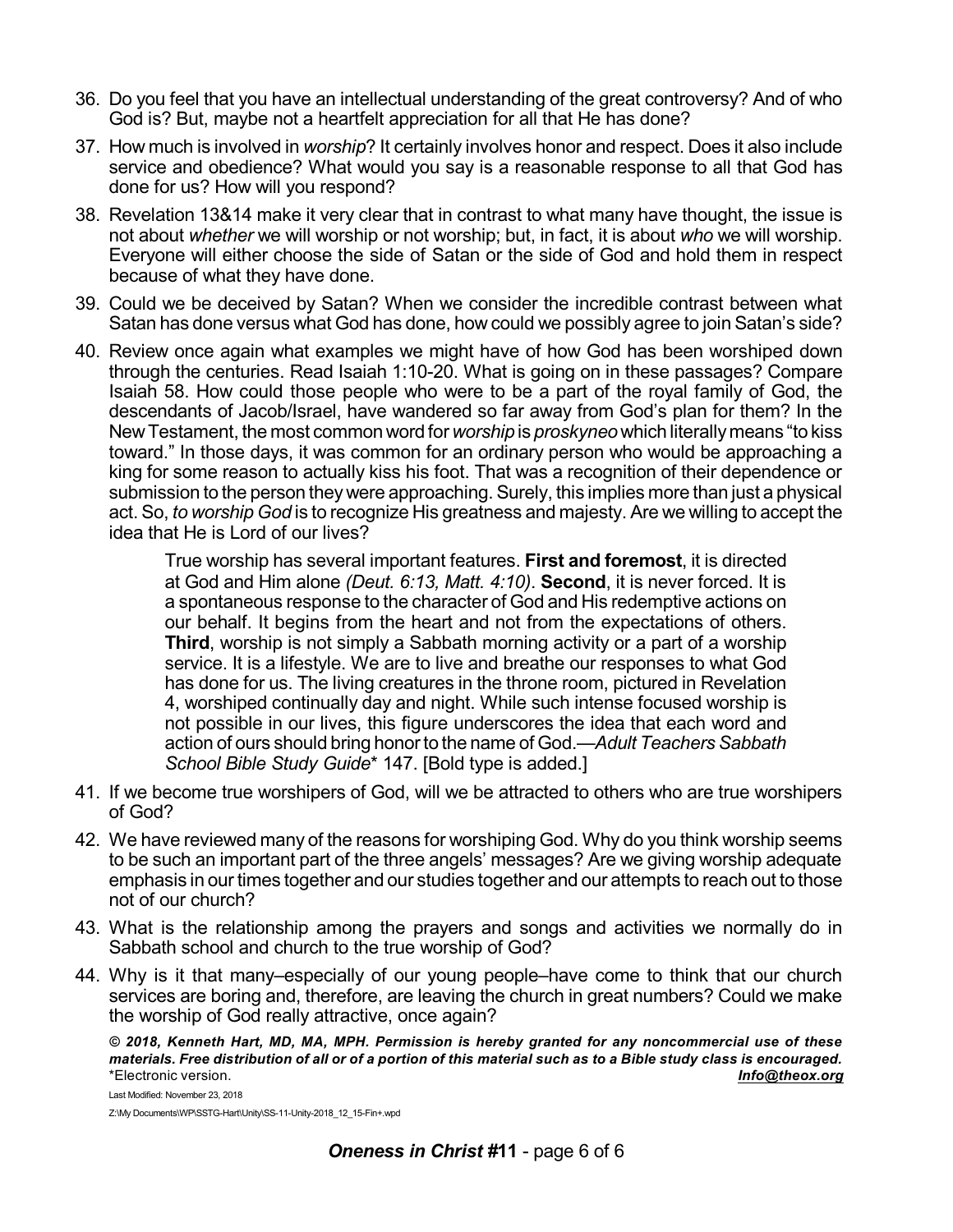36. Do you feel that you have an intellectual understanding of the great controversy? And of who God is? But, maybe not a heartfelt appreciation for all that He has done?
37. How much is involved in *worship*? It certainly involves honor and respect. Does it also include service and obedience? What would you say is a reasonable response to all that God has done for us? How will you respond?
38. Revelation 13&14 make it very clear that in contrast to what many have thought, the issue is not about *whether* we will worship or not worship; but, in fact, it is about *who* we will worship. Everyone will either choose the side of Satan or the side of God and hold them in respect because of what they have done.
39. Could we be deceived by Satan? When we consider the incredible contrast between what Satan has done versus what God has done, how could we possibly agree to join Satan's side?
40. Review once again what examples we might have of how God has been worshiped down through the centuries. Read Isaiah 1:10-20. What is going on in these passages? Compare Isaiah 58. How could those people who were to be a part of the royal family of God, the descendants of Jacob/Israel, have wandered so far away from God's plan for them? In the New Testament, the most common word for *worship* is *proskyneo* which literally means "to kiss toward." In those days, it was common for an ordinary person who would be approaching a king for some reason to actually kiss his foot. That was a recognition of their dependence or submission to the person they were approaching. Surely, this implies more than just a physical act. So, *to worship God* is to recognize His greatness and majesty. Are we willing to accept the idea that He is Lord of our lives?

    > True worship has several important features. **First and foremost**, it is directed at God and Him alone *(Deut. 6:13, Matt. 4:10)*. **Second**, it is never forced. It is a spontaneous response to the character of God and His redemptive actions on our behalf. It begins from the heart and not from the expectations of others. **Third**, worship is not simply a Sabbath morning activity or a part of a worship service. It is a lifestyle. We are to live and breathe our responses to what God has done for us. The living creatures in the throne room, pictured in Revelation 4, worshiped continually day and night. While such intense focused worship is not possible in our lives, this figure underscores the idea that each word and action of ours should bring honor to the name of God.—*Adult Teachers Sabbath School Bible Study Guide*\* 147. [Bold type is added.]

41. If we become true worshipers of God, will we be attracted to others who are true worshipers of God?
42. We have reviewed many of the reasons for worshiping God. Why do you think worship seems to be such an important part of the three angels' messages? Are we giving worship adequate emphasis in our times together and our studies together and our attempts to reach out to those not of our church?
43. What is the relationship among the prayers and songs and activities we normally do in Sabbath school and church to the true worship of God?
44. Why is it that many–especially of our young people–have come to think that our church services are boring and, therefore, are leaving the church in great numbers? Could we make the worship of God really attractive, once again?

***© 2018, Kenneth Hart, MD, MA, MPH. Permission is hereby granted for any noncommercial use of these materials. Free distribution of all or of a portion of this material such as to a Bible study class is encouraged.***
\*Electronic version. ***Info@theox.org***

Last Modified: November 23, 2018

Z:\My Documents\WP\SSTG-Hart\Unity\SS-11-Unity-2018_12_15-Fin+.wpd